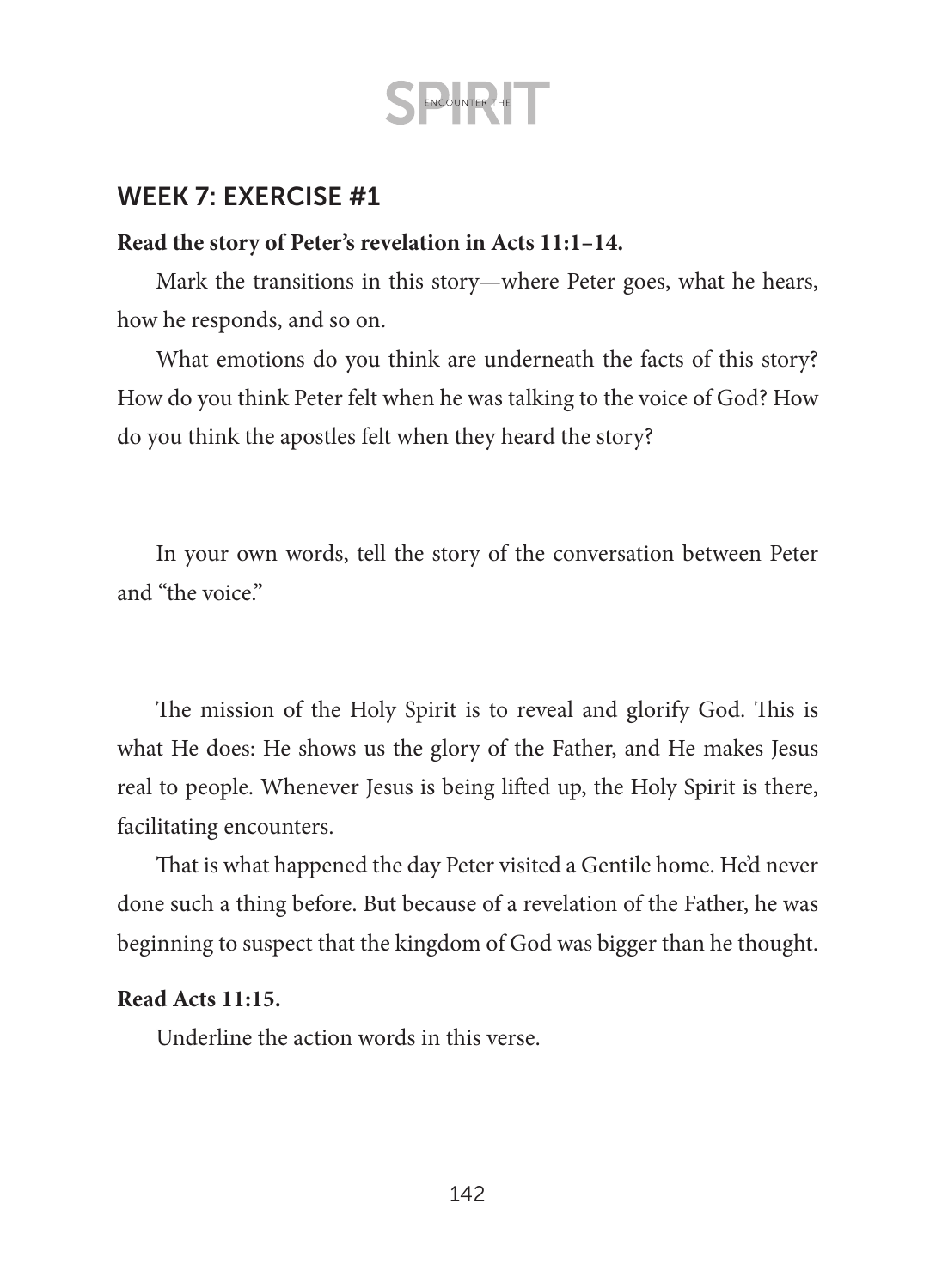## WEEK 7: EXERCISE #1

**Read the story of Peter's revelation in Acts 11:1–14.**

Mark the transitions in this story—where Peter goes, what he hears, how he responds, and so on.

What emotions do you think are underneath the facts of this story? How do you think Peter felt when he was talking to the voice of God? How do you think the apostles felt when they heard the story?

In your own words, tell the story of the conversation between Peter and "the voice."

The mission of the Holy Spirit is to reveal and glorify God. This is what He does: He shows us the glory of the Father, and He makes Jesus real to people. Whenever Jesus is being lifted up, the Holy Spirit is there, facilitating encounters.

That is what happened the day Peter visited a Gentile home. He'd never done such a thing before. But because of a revelation of the Father, he was beginning to suspect that the kingdom of God was bigger than he thought.

**Read Acts 11:15.**

Underline the action words in this verse.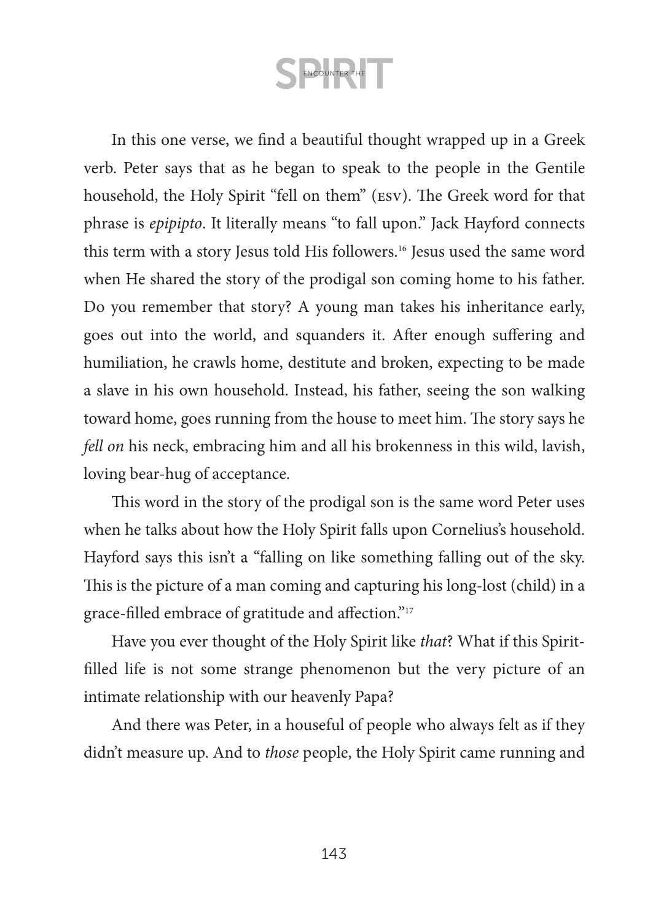In this one verse, we find a beautiful thought wrapped up in a Greek verb. Peter says that as he began to speak to the people in the Gentile household, the Holy Spirit "fell on them" (ESV). The Greek word for that phrase is *epipipto*. It literally means "to fall upon." Jack Hayford connects this term with a story Jesus told His followers.[16] Jesus used the same word when He shared the story of the prodigal son coming home to his father. Do you remember that story? A young man takes his inheritance early, goes out into the world, and squanders it. After enough suffering and humiliation, he crawls home, destitute and broken, expecting to be made a slave in his own household. Instead, his father, seeing the son walking toward home, goes running from the house to meet him. The story says he *fell on* his neck, embracing him and all his brokenness in this wild, lavish, loving bear-hug of acceptance.

This word in the story of the prodigal son is the same word Peter uses when he talks about how the Holy Spirit falls upon Cornelius's household. Hayford says this isn't a "falling on like something falling out of the sky. This is the picture of a man coming and capturing his long-lost (child) in a grace-filled embrace of gratitude and affection."[17]

Have you ever thought of the Holy Spirit like *that*? What if this Spirit-filled life is not some strange phenomenon but the very picture of an intimate relationship with our heavenly Papa?

And there was Peter, in a houseful of people who always felt as if they didn't measure up. And to *those* people, the Holy Spirit came running and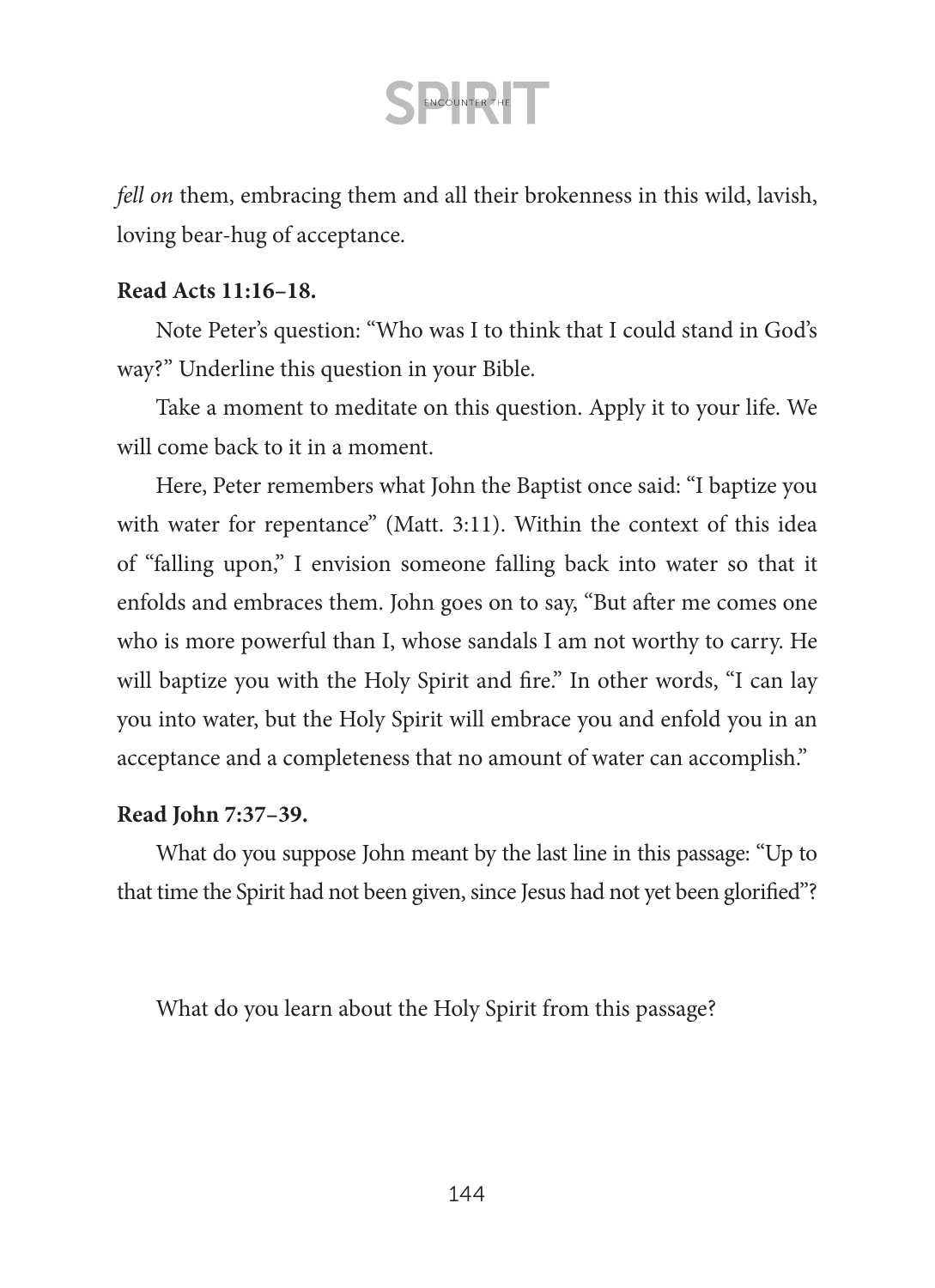*fell on* them, embracing them and all their brokenness in this wild, lavish, loving bear-hug of acceptance.

**Read Acts 11:16–18.**

Note Peter's question: "Who was I to think that I could stand in God's way?" Underline this question in your Bible.

Take a moment to meditate on this question. Apply it to your life. We will come back to it in a moment.

Here, Peter remembers what John the Baptist once said: "I baptize you with water for repentance" (Matt. 3:11). Within the context of this idea of "falling upon," I envision someone falling back into water so that it enfolds and embraces them. John goes on to say, "But after me comes one who is more powerful than I, whose sandals I am not worthy to carry. He will baptize you with the Holy Spirit and fire." In other words, "I can lay you into water, but the Holy Spirit will embrace you and enfold you in an acceptance and a completeness that no amount of water can accomplish."

**Read John 7:37–39.**

What do you suppose John meant by the last line in this passage: "Up to that time the Spirit had not been given, since Jesus had not yet been glorified"?

What do you learn about the Holy Spirit from this passage?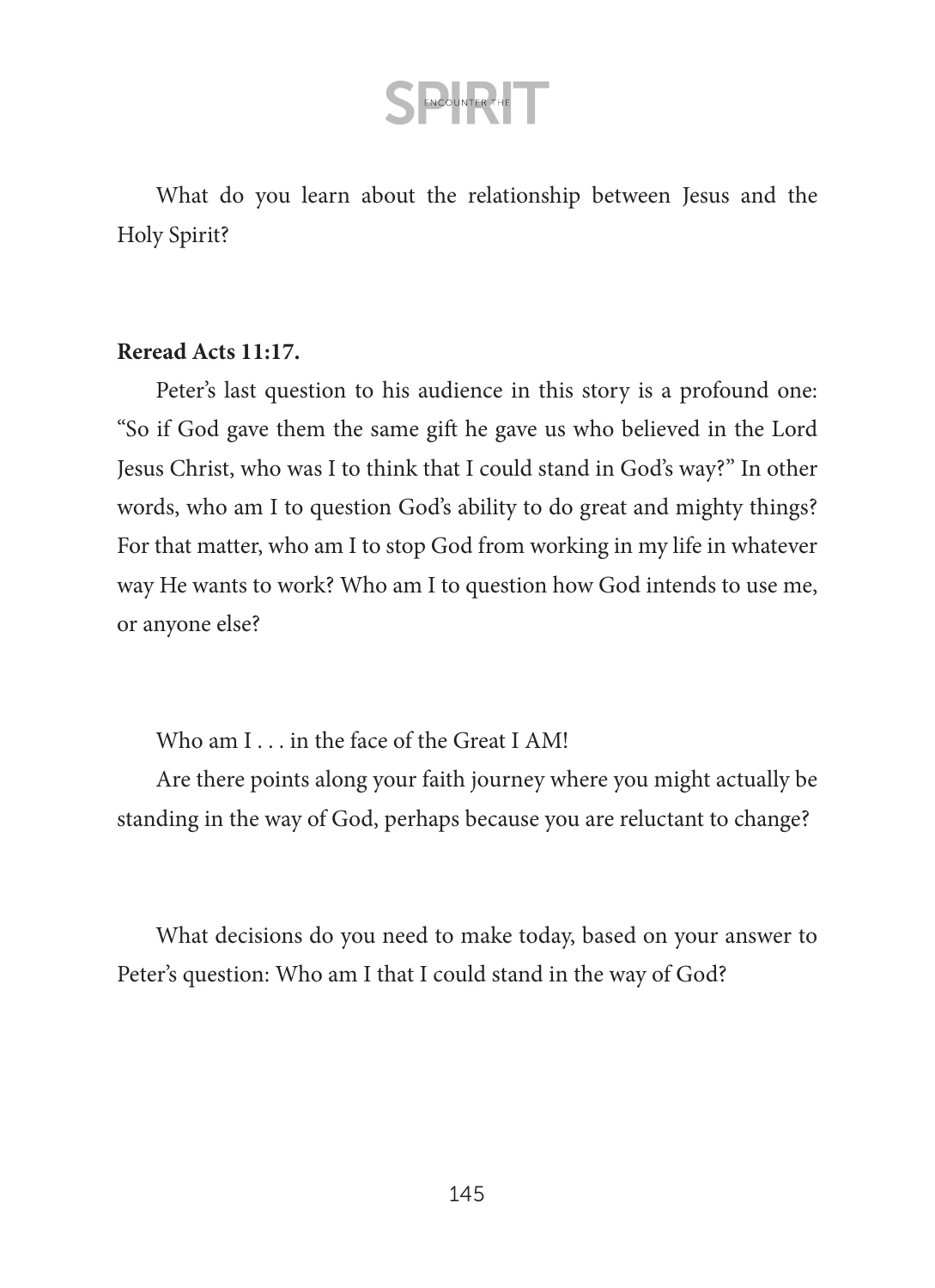What do you learn about the relationship between Jesus and the Holy Spirit?

**Reread Acts 11:17.**

Peter's last question to his audience in this story is a profound one: "So if God gave them the same gift he gave us who believed in the Lord Jesus Christ, who was I to think that I could stand in God's way?" In other words, who am I to question God's ability to do great and mighty things? For that matter, who am I to stop God from working in my life in whatever way He wants to work? Who am I to question how God intends to use me, or anyone else?

Who am I . . . in the face of the Great I AM!

Are there points along your faith journey where you might actually be standing in the way of God, perhaps because you are reluctant to change?

What decisions do you need to make today, based on your answer to Peter's question: Who am I that I could stand in the way of God?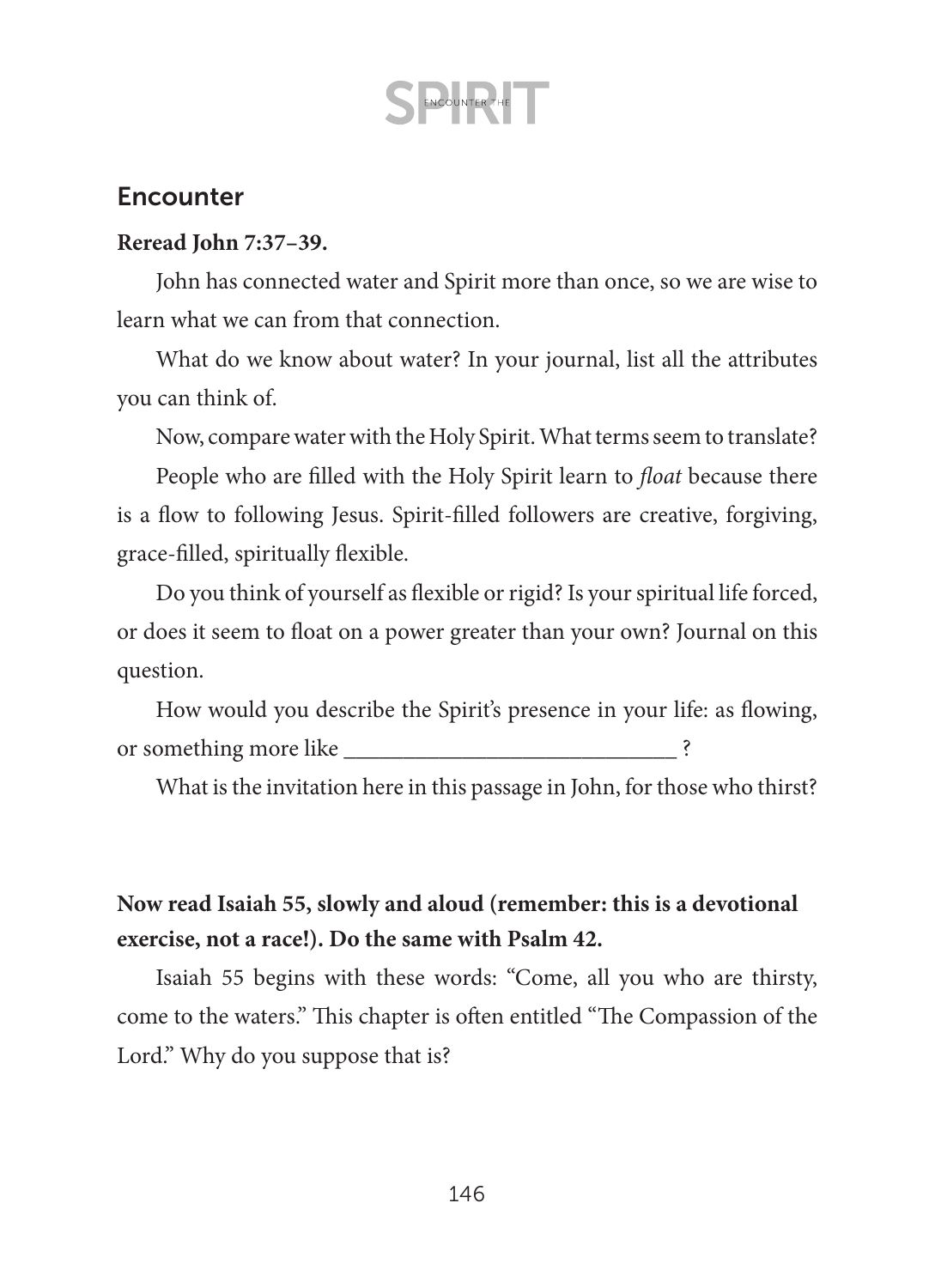## Encounter

**Reread John 7:37–39.**

John has connected water and Spirit more than once, so we are wise to learn what we can from that connection.

What do we know about water? In your journal, list all the attributes you can think of.

Now, compare water with the Holy Spirit. What terms seem to translate?

People who are filled with the Holy Spirit learn to *float* because there is a flow to following Jesus. Spirit-filled followers are creative, forgiving, grace-filled, spiritually flexible.

Do you think of yourself as flexible or rigid? Is your spiritual life forced, or does it seem to float on a power greater than your own? Journal on this question.

How would you describe the Spirit's presence in your life: as flowing, or something more like ______________________________ ?

What is the invitation here in this passage in John, for those who thirst?

**Now read Isaiah 55, slowly and aloud (remember: this is a devotional exercise, not a race!). Do the same with Psalm 42.**

Isaiah 55 begins with these words: "Come, all you who are thirsty, come to the waters." This chapter is often entitled "The Compassion of the Lord." Why do you suppose that is?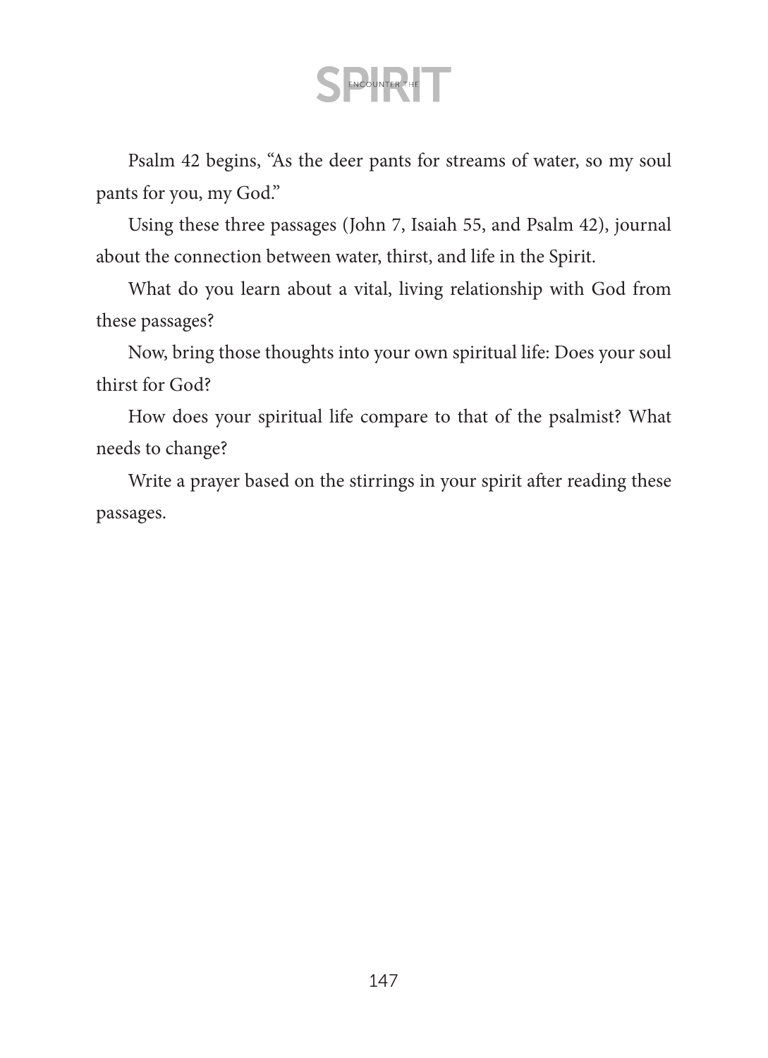Psalm 42 begins, “As the deer pants for streams of water, so my soul pants for you, my God.”

Using these three passages (John 7, Isaiah 55, and Psalm 42), journal about the connection between water, thirst, and life in the Spirit.

What do you learn about a vital, living relationship with God from these passages?

Now, bring those thoughts into your own spiritual life: Does your soul thirst for God?

How does your spiritual life compare to that of the psalmist? What needs to change?

Write a prayer based on the stirrings in your spirit after reading these passages.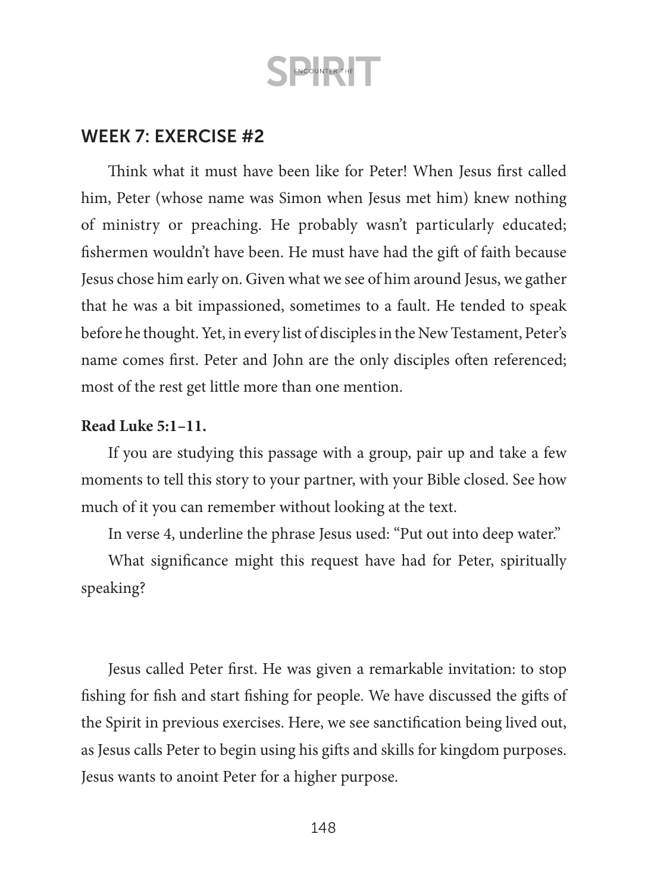## WEEK 7: EXERCISE #2

Think what it must have been like for Peter! When Jesus first called him, Peter (whose name was Simon when Jesus met him) knew nothing of ministry or preaching. He probably wasn't particularly educated; fishermen wouldn't have been. He must have had the gift of faith because Jesus chose him early on. Given what we see of him around Jesus, we gather that he was a bit impassioned, sometimes to a fault. He tended to speak before he thought. Yet, in every list of disciples in the New Testament, Peter's name comes first. Peter and John are the only disciples often referenced; most of the rest get little more than one mention.

**Read Luke 5:1–11.**

If you are studying this passage with a group, pair up and take a few moments to tell this story to your partner, with your Bible closed. See how much of it you can remember without looking at the text.

In verse 4, underline the phrase Jesus used: "Put out into deep water."

What significance might this request have had for Peter, spiritually speaking?

Jesus called Peter first. He was given a remarkable invitation: to stop fishing for fish and start fishing for people. We have discussed the gifts of the Spirit in previous exercises. Here, we see sanctification being lived out, as Jesus calls Peter to begin using his gifts and skills for kingdom purposes. Jesus wants to anoint Peter for a higher purpose.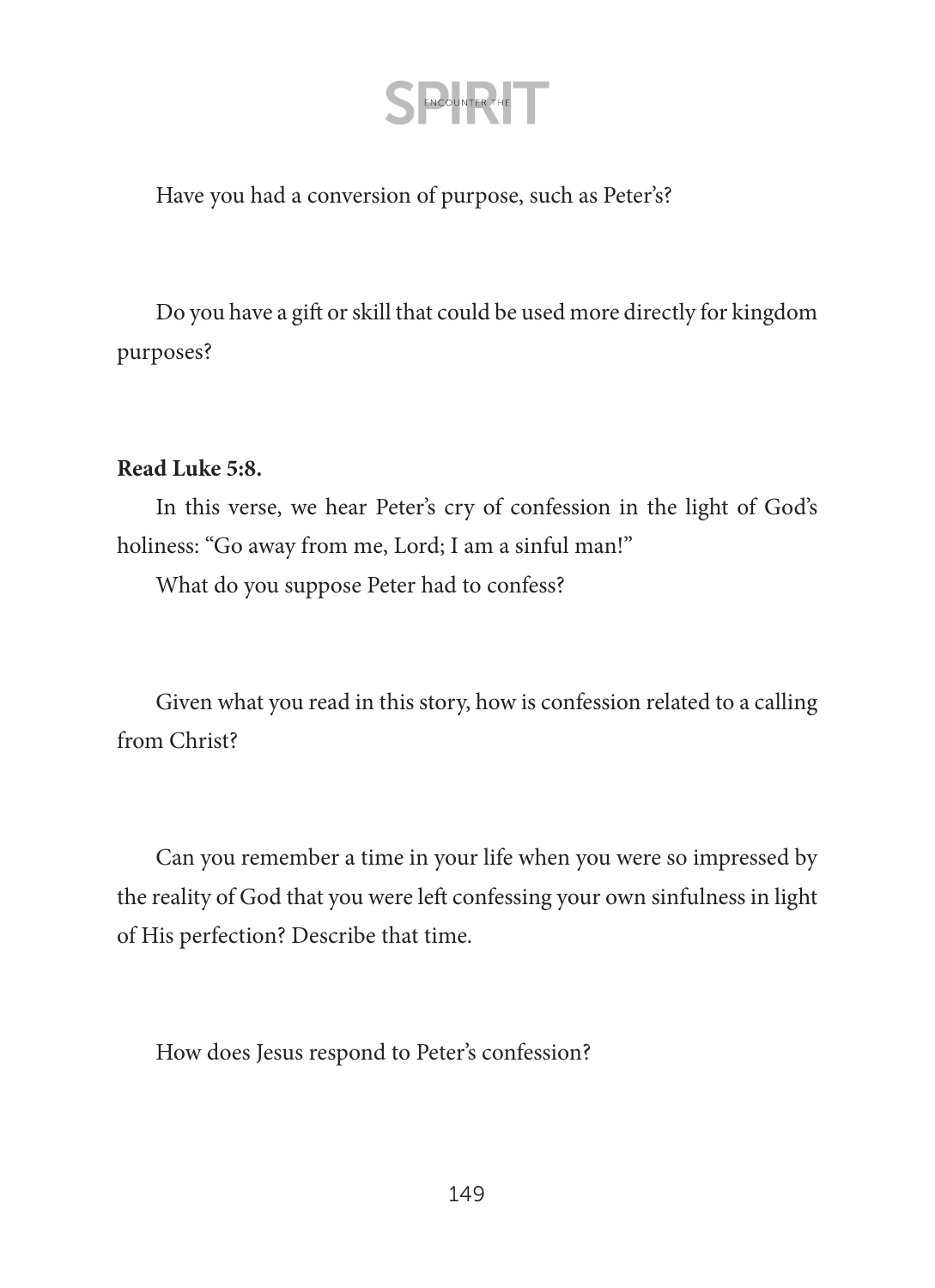Have you had a conversion of purpose, such as Peter's?

Do you have a gift or skill that could be used more directly for kingdom purposes?

**Read Luke 5:8.**

In this verse, we hear Peter's cry of confession in the light of God's holiness: "Go away from me, Lord; I am a sinful man!"

What do you suppose Peter had to confess?

Given what you read in this story, how is confession related to a calling from Christ?

Can you remember a time in your life when you were so impressed by the reality of God that you were left confessing your own sinfulness in light of His perfection? Describe that time.

How does Jesus respond to Peter's confession?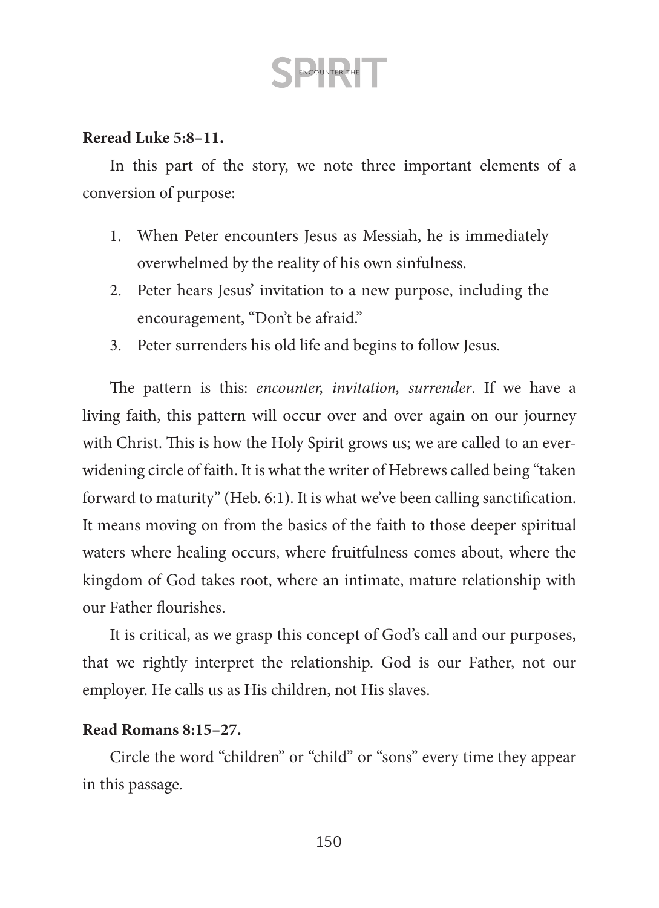**Reread Luke 5:8–11.**

In this part of the story, we note three important elements of a conversion of purpose:

1. When Peter encounters Jesus as Messiah, he is immediately overwhelmed by the reality of his own sinfulness.
2. Peter hears Jesus' invitation to a new purpose, including the encouragement, "Don't be afraid."
3. Peter surrenders his old life and begins to follow Jesus.

The pattern is this: *encounter, invitation, surrender*. If we have a living faith, this pattern will occur over and over again on our journey with Christ. This is how the Holy Spirit grows us; we are called to an ever-widening circle of faith. It is what the writer of Hebrews called being "taken forward to maturity" (Heb. 6:1). It is what we've been calling sanctification. It means moving on from the basics of the faith to those deeper spiritual waters where healing occurs, where fruitfulness comes about, where the kingdom of God takes root, where an intimate, mature relationship with our Father flourishes.

It is critical, as we grasp this concept of God's call and our purposes, that we rightly interpret the relationship. God is our Father, not our employer. He calls us as His children, not His slaves.

**Read Romans 8:15–27.**

Circle the word "children" or "child" or "sons" every time they appear in this passage.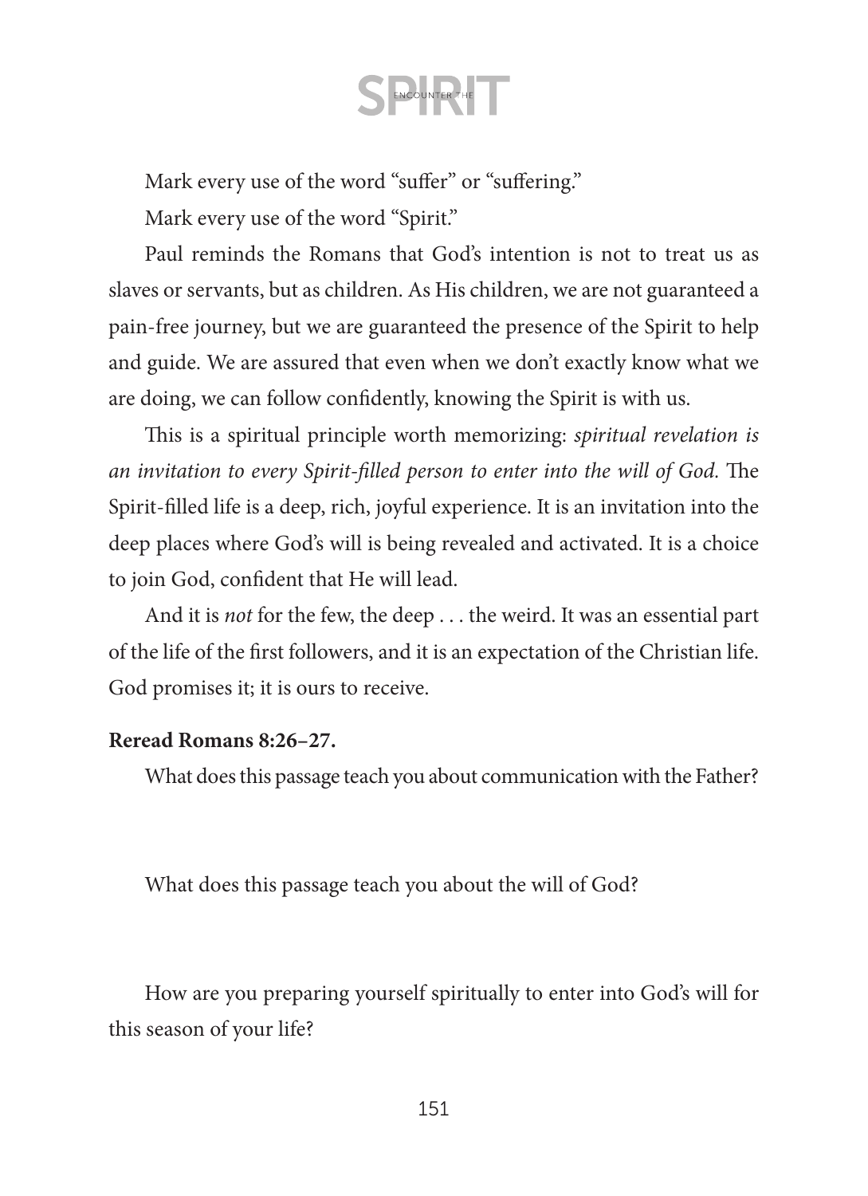Mark every use of the word "suffer" or "suffering."

Mark every use of the word "Spirit."

Paul reminds the Romans that God's intention is not to treat us as slaves or servants, but as children. As His children, we are not guaranteed a pain-free journey, but we are guaranteed the presence of the Spirit to help and guide. We are assured that even when we don't exactly know what we are doing, we can follow confidently, knowing the Spirit is with us.

This is a spiritual principle worth memorizing: *spiritual revelation is an invitation to every Spirit-filled person to enter into the will of God.* The Spirit-filled life is a deep, rich, joyful experience. It is an invitation into the deep places where God's will is being revealed and activated. It is a choice to join God, confident that He will lead.

And it is *not* for the few, the deep . . . the weird. It was an essential part of the life of the first followers, and it is an expectation of the Christian life. God promises it; it is ours to receive.

**Reread Romans 8:26–27.**

What does this passage teach you about communication with the Father?

What does this passage teach you about the will of God?

How are you preparing yourself spiritually to enter into God's will for this season of your life?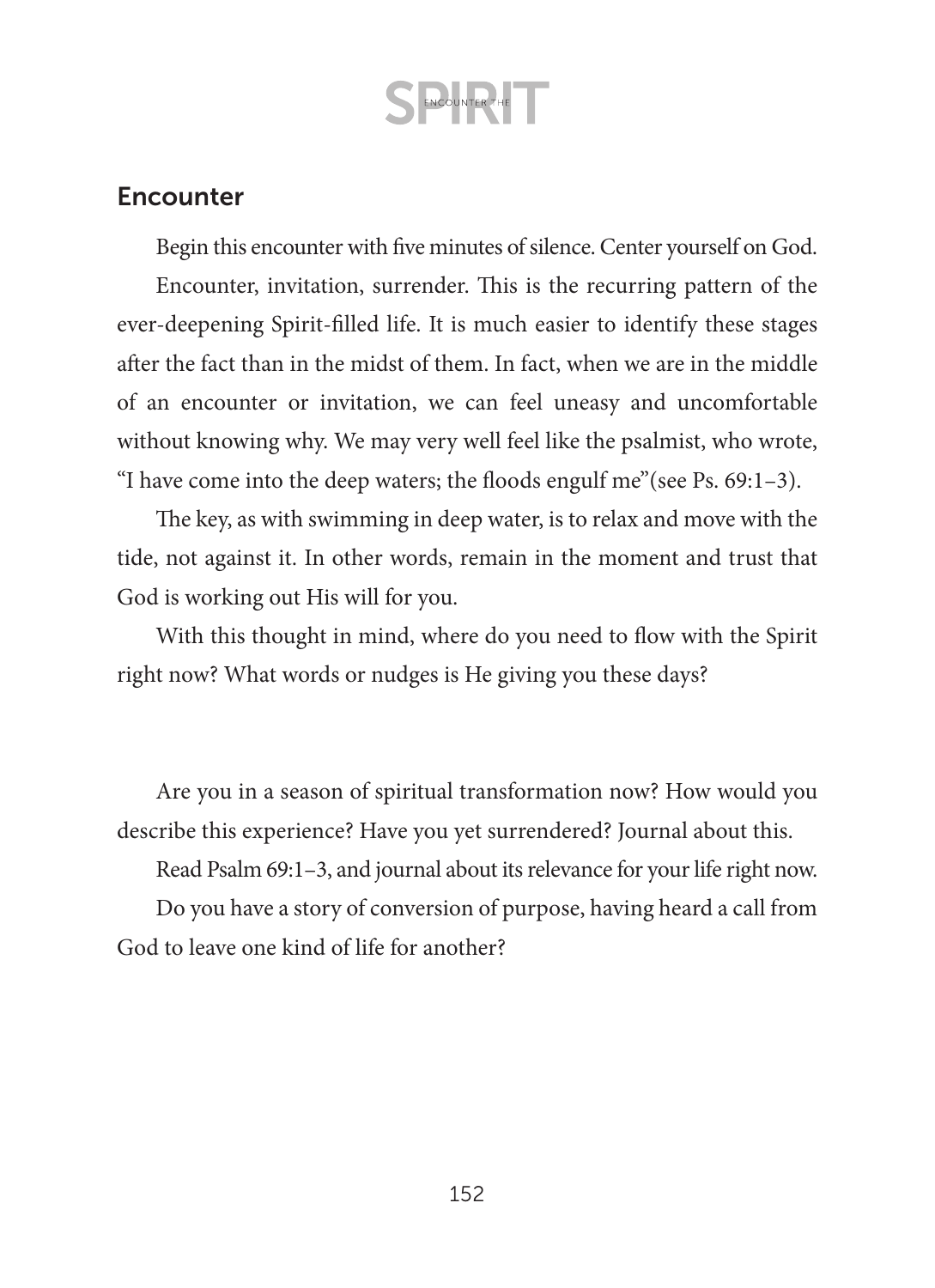## Encounter

Begin this encounter with five minutes of silence. Center yourself on God.

Encounter, invitation, surrender. This is the recurring pattern of the ever-deepening Spirit-filled life. It is much easier to identify these stages after the fact than in the midst of them. In fact, when we are in the middle of an encounter or invitation, we can feel uneasy and uncomfortable without knowing why. We may very well feel like the psalmist, who wrote, "I have come into the deep waters; the floods engulf me"(see Ps. 69:1–3).

The key, as with swimming in deep water, is to relax and move with the tide, not against it. In other words, remain in the moment and trust that God is working out His will for you.

With this thought in mind, where do you need to flow with the Spirit right now? What words or nudges is He giving you these days?

Are you in a season of spiritual transformation now? How would you describe this experience? Have you yet surrendered? Journal about this.

Read Psalm 69:1–3, and journal about its relevance for your life right now.

Do you have a story of conversion of purpose, having heard a call from God to leave one kind of life for another?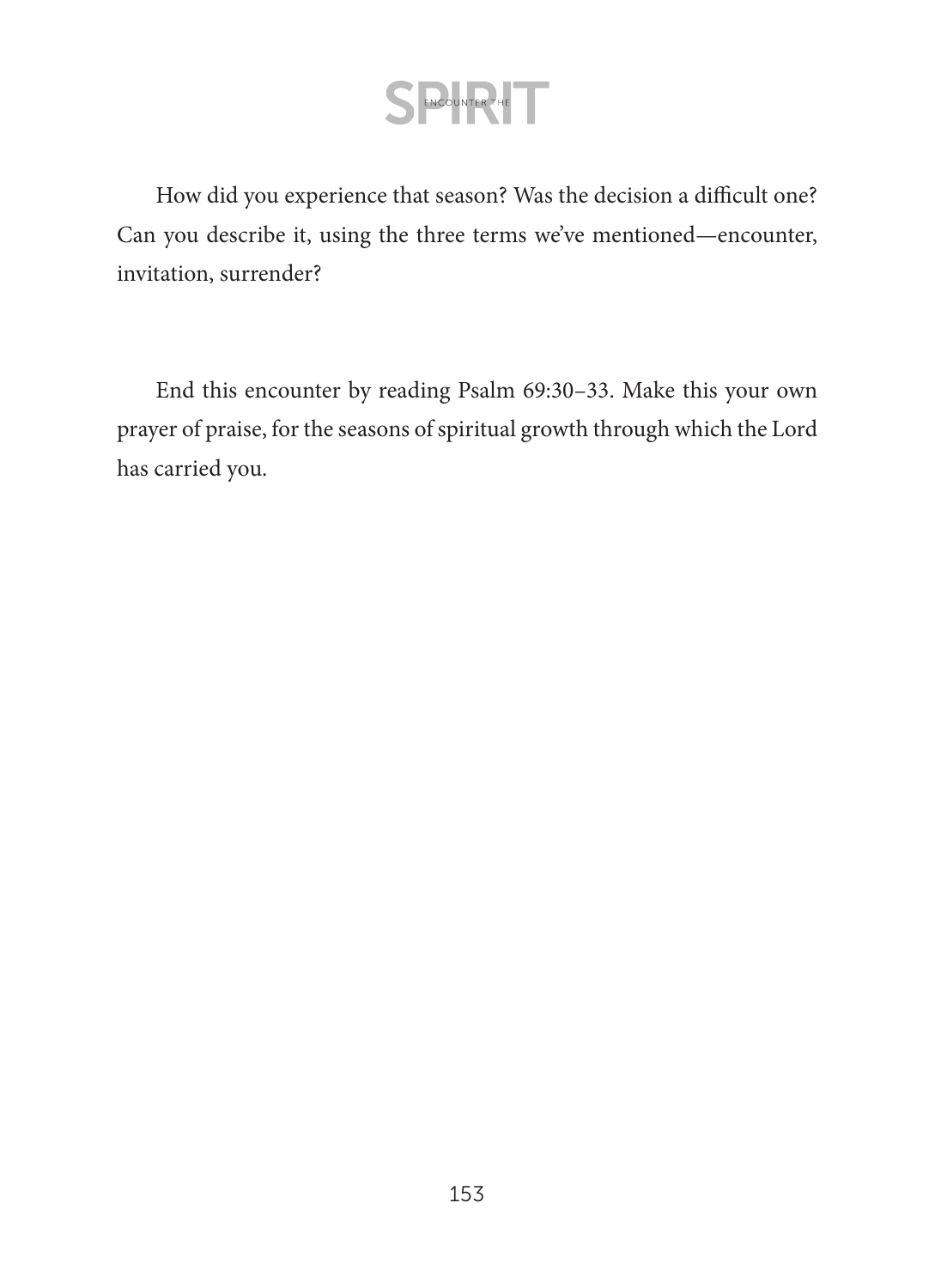How did you experience that season? Was the decision a difficult one? Can you describe it, using the three terms we've mentioned—encounter, invitation, surrender?

End this encounter by reading Psalm 69:30–33. Make this your own prayer of praise, for the seasons of spiritual growth through which the Lord has carried you.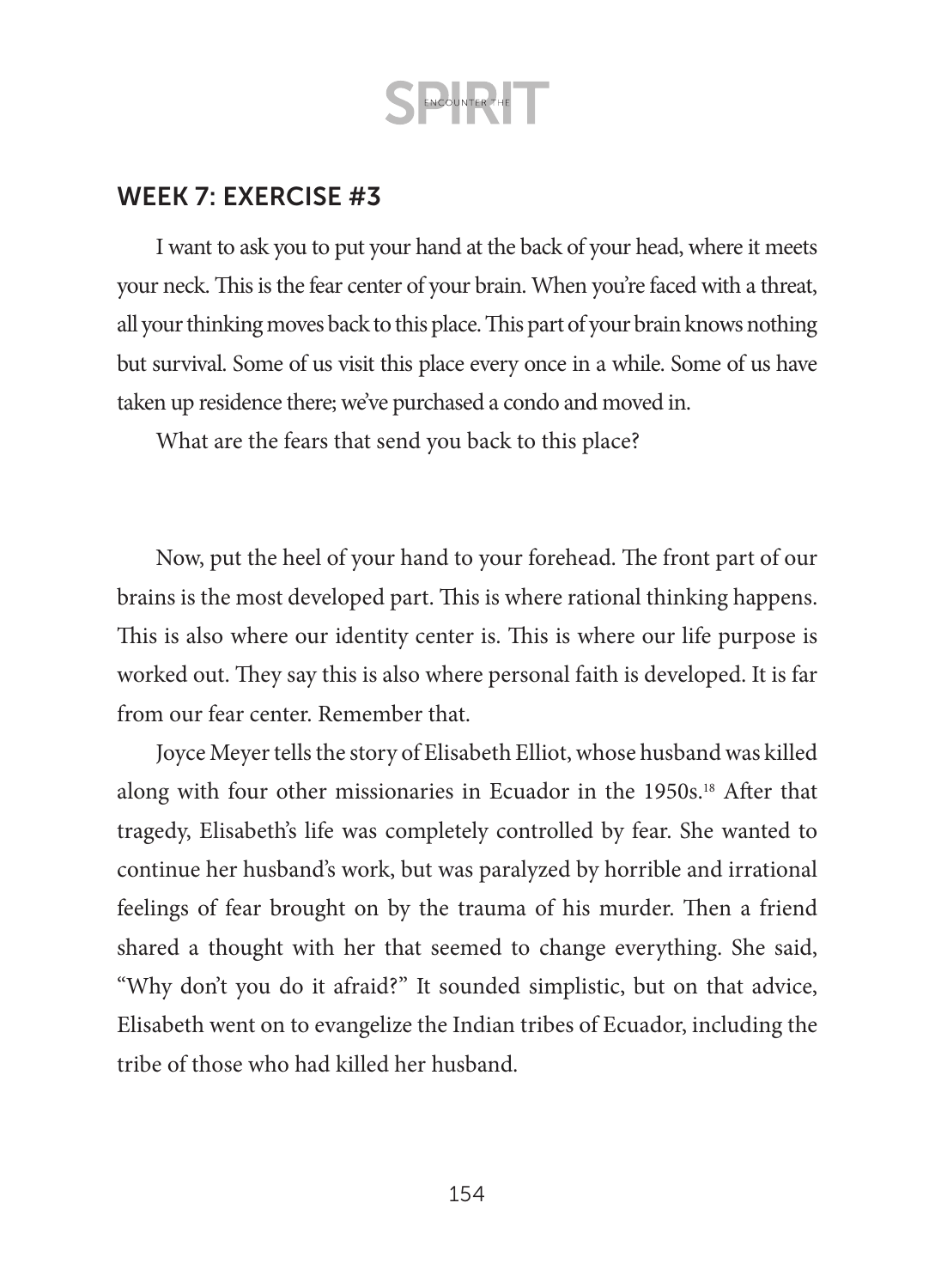## WEEK 7: EXERCISE #3

I want to ask you to put your hand at the back of your head, where it meets your neck. This is the fear center of your brain. When you're faced with a threat, all your thinking moves back to this place. This part of your brain knows nothing but survival. Some of us visit this place every once in a while. Some of us have taken up residence there; we've purchased a condo and moved in.

What are the fears that send you back to this place?

Now, put the heel of your hand to your forehead. The front part of our brains is the most developed part. This is where rational thinking happens. This is also where our identity center is. This is where our life purpose is worked out. They say this is also where personal faith is developed. It is far from our fear center. Remember that.

Joyce Meyer tells the story of Elisabeth Elliot, whose husband was killed along with four other missionaries in Ecuador in the 1950s.[18] After that tragedy, Elisabeth's life was completely controlled by fear. She wanted to continue her husband's work, but was paralyzed by horrible and irrational feelings of fear brought on by the trauma of his murder. Then a friend shared a thought with her that seemed to change everything. She said, "Why don't you do it afraid?" It sounded simplistic, but on that advice, Elisabeth went on to evangelize the Indian tribes of Ecuador, including the tribe of those who had killed her husband.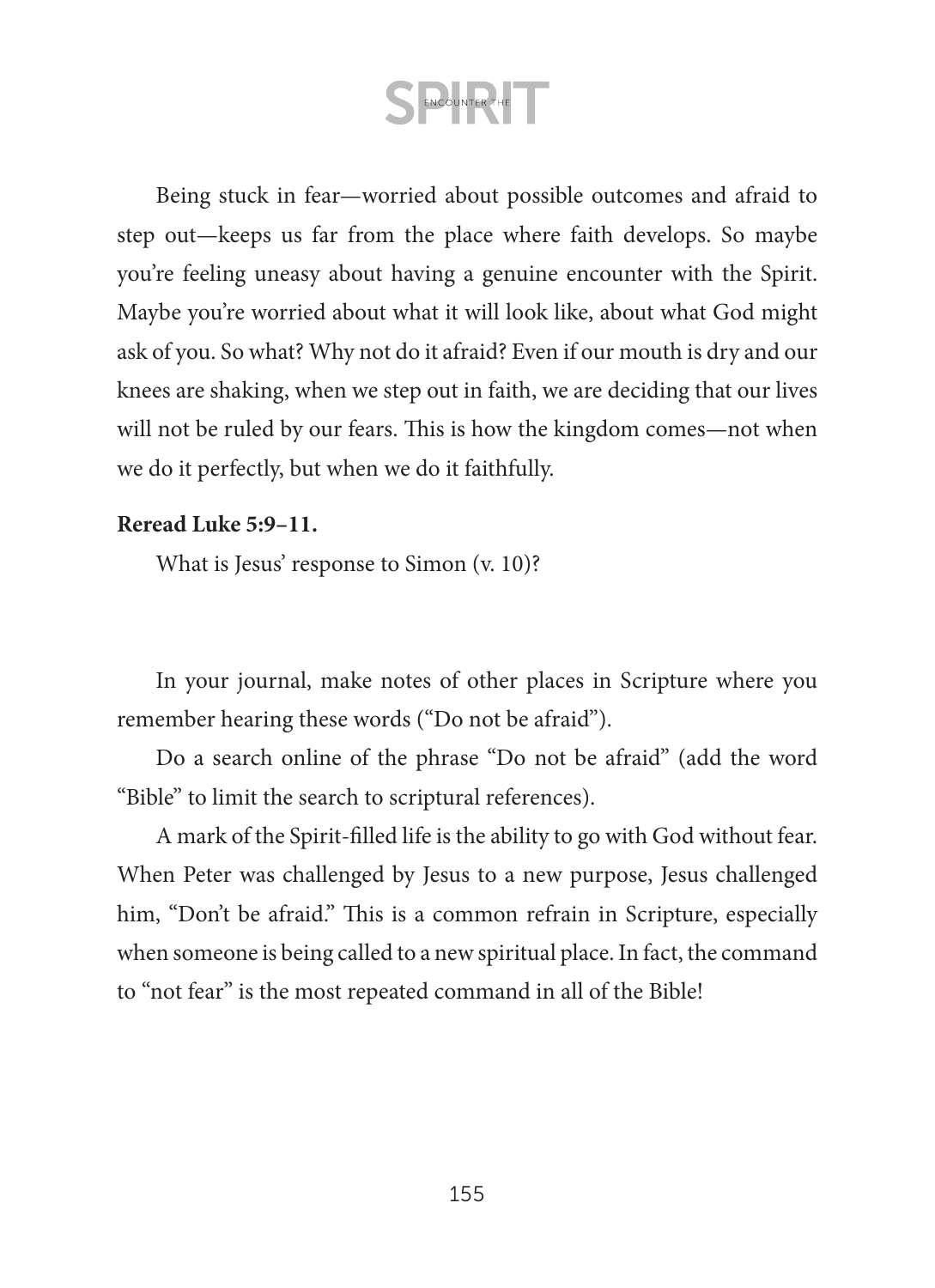Being stuck in fear—worried about possible outcomes and afraid to step out—keeps us far from the place where faith develops. So maybe you're feeling uneasy about having a genuine encounter with the Spirit. Maybe you're worried about what it will look like, about what God might ask of you. So what? Why not do it afraid? Even if our mouth is dry and our knees are shaking, when we step out in faith, we are deciding that our lives will not be ruled by our fears. This is how the kingdom comes—not when we do it perfectly, but when we do it faithfully.

**Reread Luke 5:9–11.**

What is Jesus' response to Simon (v. 10)?

In your journal, make notes of other places in Scripture where you remember hearing these words ("Do not be afraid").

Do a search online of the phrase "Do not be afraid" (add the word "Bible" to limit the search to scriptural references).

A mark of the Spirit-filled life is the ability to go with God without fear. When Peter was challenged by Jesus to a new purpose, Jesus challenged him, "Don't be afraid." This is a common refrain in Scripture, especially when someone is being called to a new spiritual place. In fact, the command to "not fear" is the most repeated command in all of the Bible!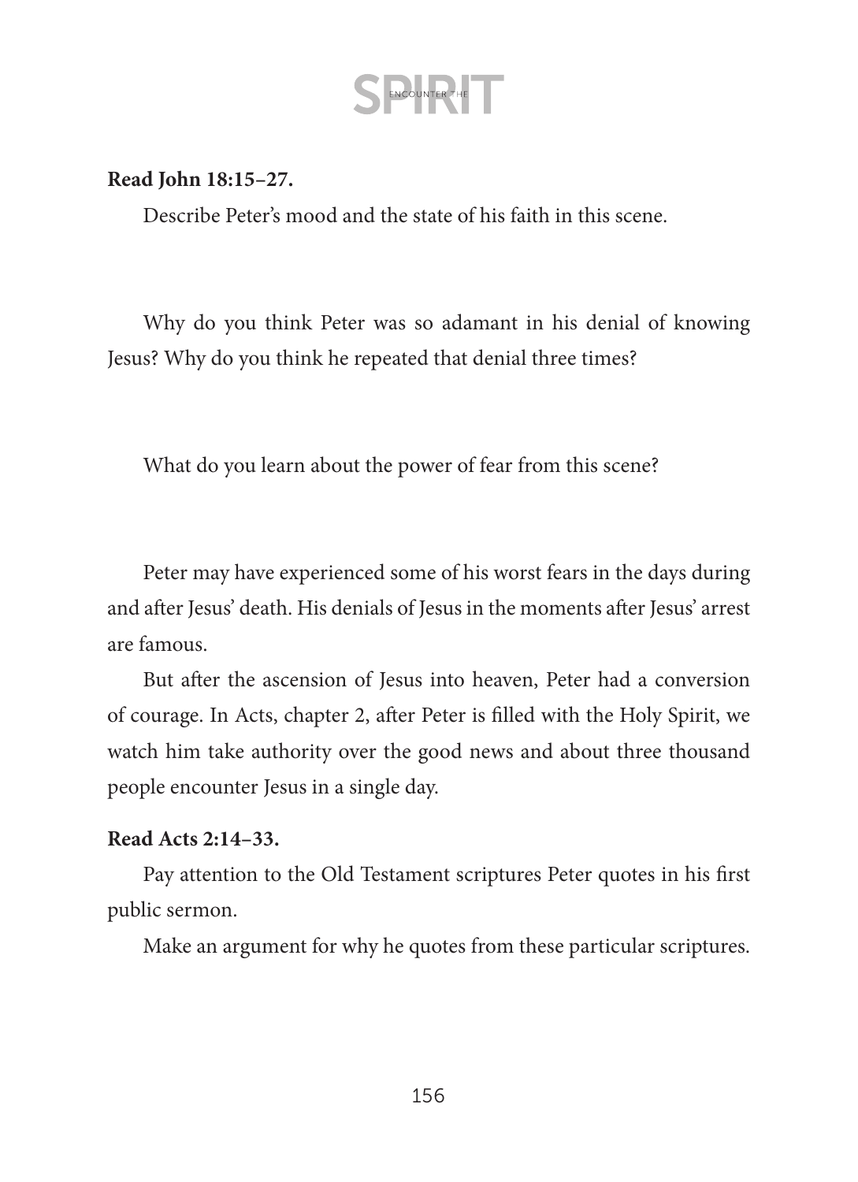**Read John 18:15–27.**

Describe Peter's mood and the state of his faith in this scene.

Why do you think Peter was so adamant in his denial of knowing Jesus? Why do you think he repeated that denial three times?

What do you learn about the power of fear from this scene?

Peter may have experienced some of his worst fears in the days during and after Jesus' death. His denials of Jesus in the moments after Jesus' arrest are famous.

But after the ascension of Jesus into heaven, Peter had a conversion of courage. In Acts, chapter 2, after Peter is filled with the Holy Spirit, we watch him take authority over the good news and about three thousand people encounter Jesus in a single day.

**Read Acts 2:14–33.**

Pay attention to the Old Testament scriptures Peter quotes in his first public sermon.

Make an argument for why he quotes from these particular scriptures.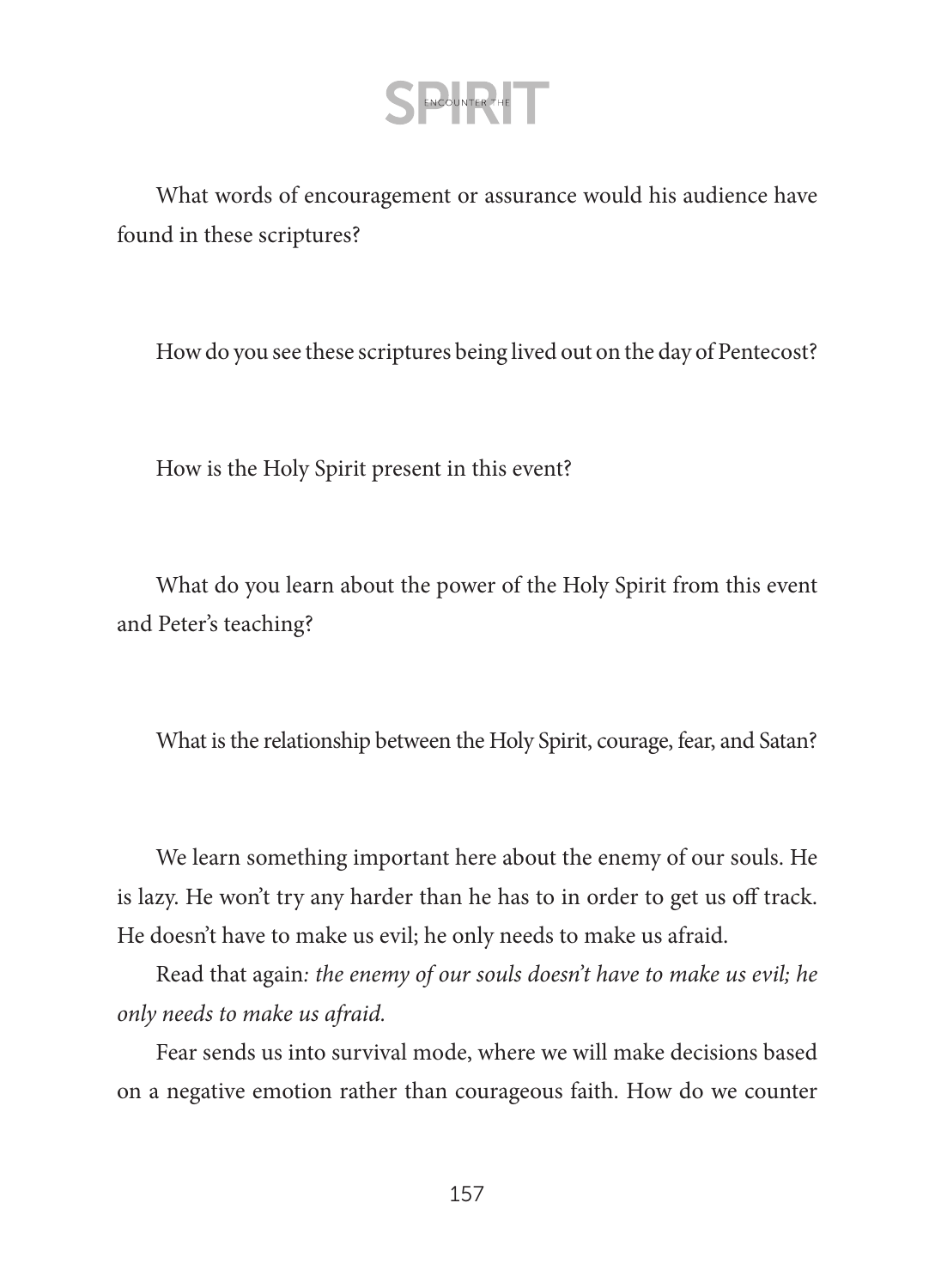What words of encouragement or assurance would his audience have found in these scriptures?

How do you see these scriptures being lived out on the day of Pentecost?

How is the Holy Spirit present in this event?

What do you learn about the power of the Holy Spirit from this event and Peter's teaching?

What is the relationship between the Holy Spirit, courage, fear, and Satan?

We learn something important here about the enemy of our souls. He is lazy. He won't try any harder than he has to in order to get us off track. He doesn't have to make us evil; he only needs to make us afraid.

Read that again: *the enemy of our souls doesn't have to make us evil; he only needs to make us afraid.*

Fear sends us into survival mode, where we will make decisions based on a negative emotion rather than courageous faith. How do we counter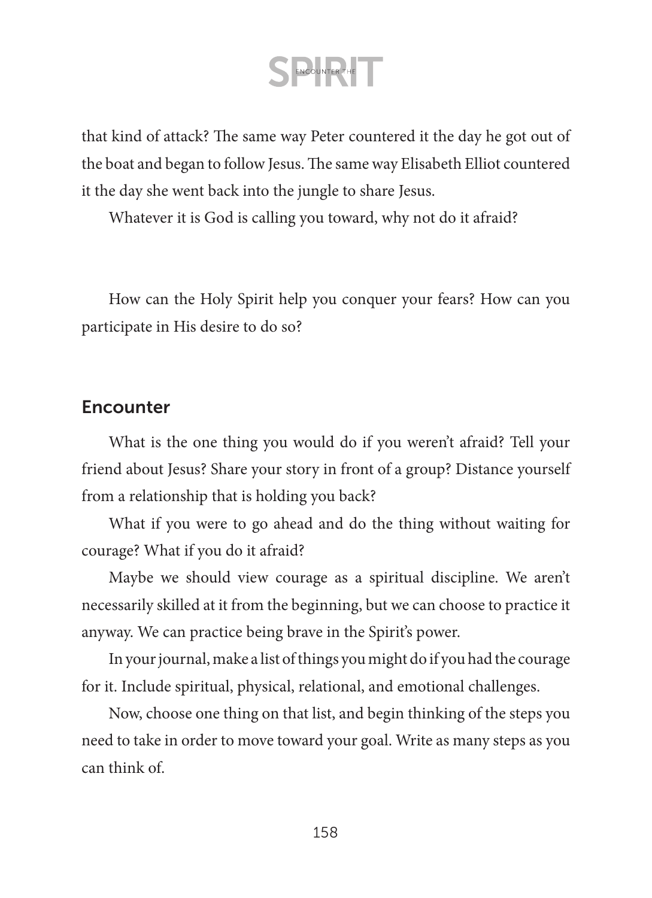that kind of attack? The same way Peter countered it the day he got out of the boat and began to follow Jesus. The same way Elisabeth Elliot countered it the day she went back into the jungle to share Jesus.

Whatever it is God is calling you toward, why not do it afraid?

How can the Holy Spirit help you conquer your fears? How can you participate in His desire to do so?

## Encounter

What is the one thing you would do if you weren't afraid? Tell your friend about Jesus? Share your story in front of a group? Distance yourself from a relationship that is holding you back?

What if you were to go ahead and do the thing without waiting for courage? What if you do it afraid?

Maybe we should view courage as a spiritual discipline. We aren't necessarily skilled at it from the beginning, but we can choose to practice it anyway. We can practice being brave in the Spirit's power.

In your journal, make a list of things you might do if you had the courage for it. Include spiritual, physical, relational, and emotional challenges.

Now, choose one thing on that list, and begin thinking of the steps you need to take in order to move toward your goal. Write as many steps as you can think of.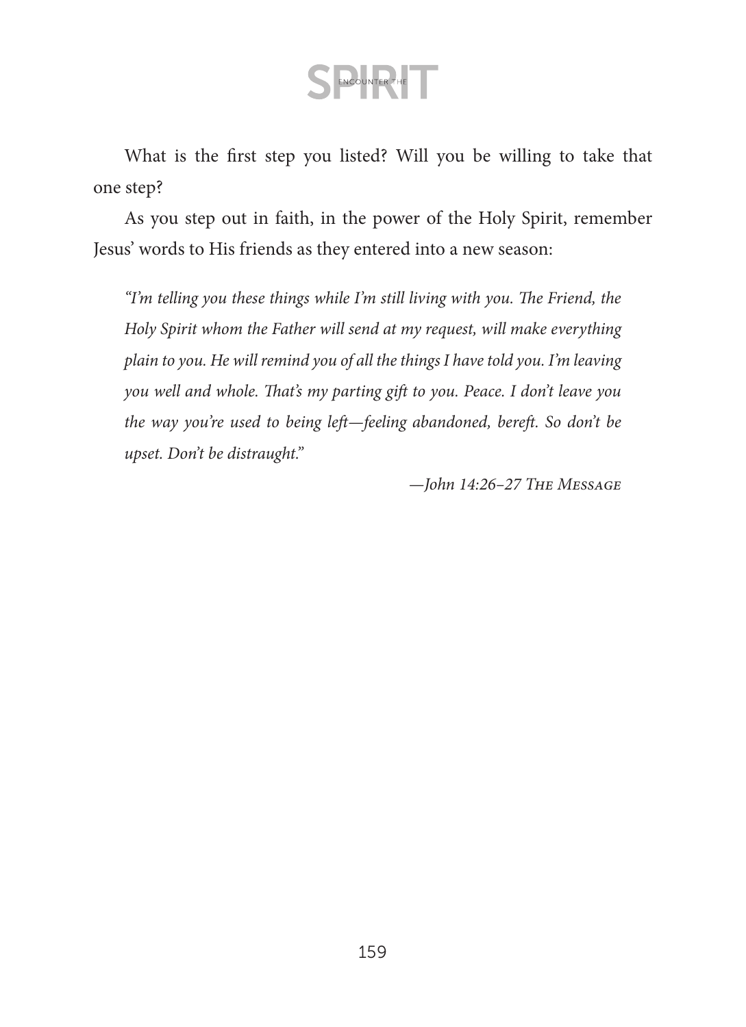What is the first step you listed? Will you be willing to take that one step?

As you step out in faith, in the power of the Holy Spirit, remember Jesus' words to His friends as they entered into a new season:

> *"I'm telling you these things while I'm still living with you. The Friend, the Holy Spirit whom the Father will send at my request, will make everything plain to you. He will remind you of all the things I have told you. I'm leaving you well and whole. That's my parting gift to you. Peace. I don't leave you the way you're used to being left—feeling abandoned, bereft. So don't be upset. Don't be distraught."*
>
> —*John 14:26–27 The Message*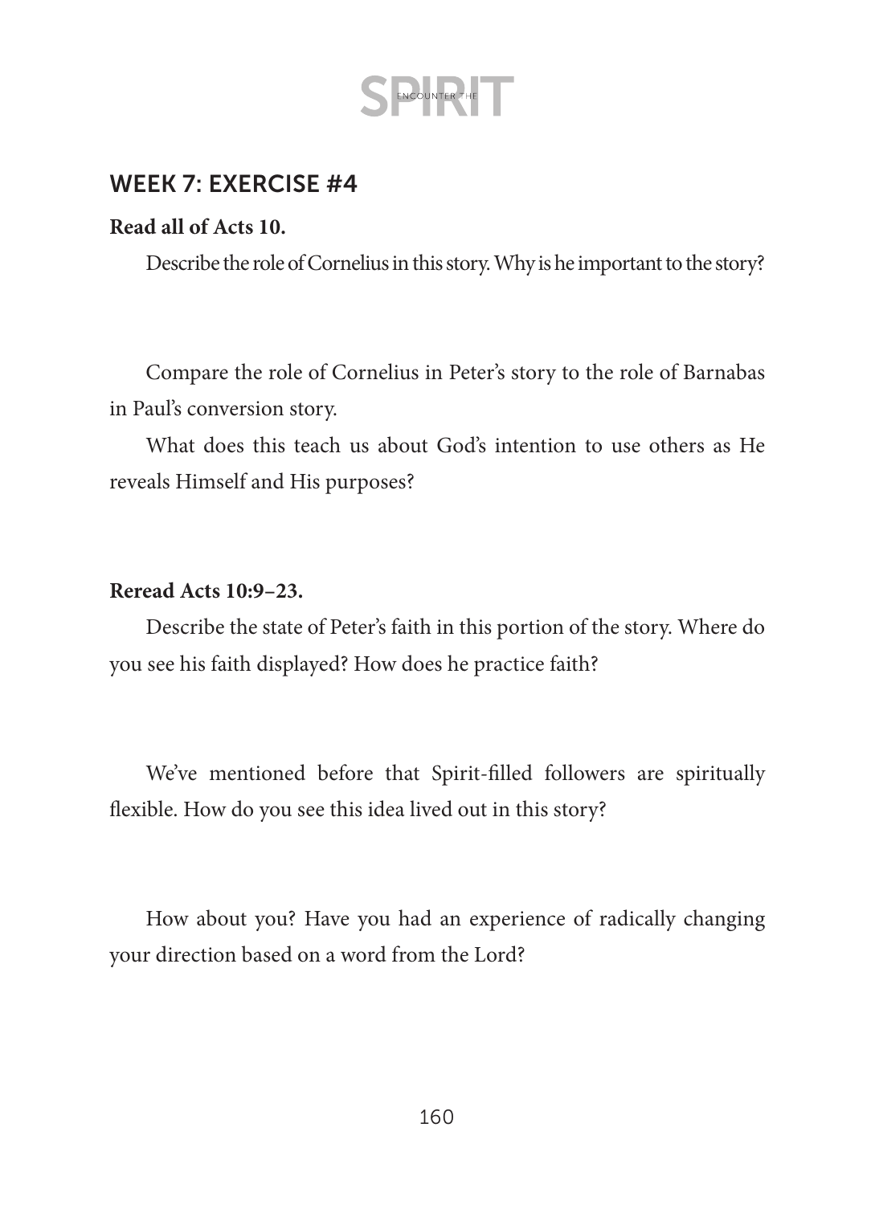## WEEK 7: EXERCISE #4

**Read all of Acts 10.**

Describe the role of Cornelius in this story. Why is he important to the story?

Compare the role of Cornelius in Peter's story to the role of Barnabas in Paul's conversion story.

What does this teach us about God's intention to use others as He reveals Himself and His purposes?

**Reread Acts 10:9–23.**

Describe the state of Peter's faith in this portion of the story. Where do you see his faith displayed? How does he practice faith?

We've mentioned before that Spirit-filled followers are spiritually flexible. How do you see this idea lived out in this story?

How about you? Have you had an experience of radically changing your direction based on a word from the Lord?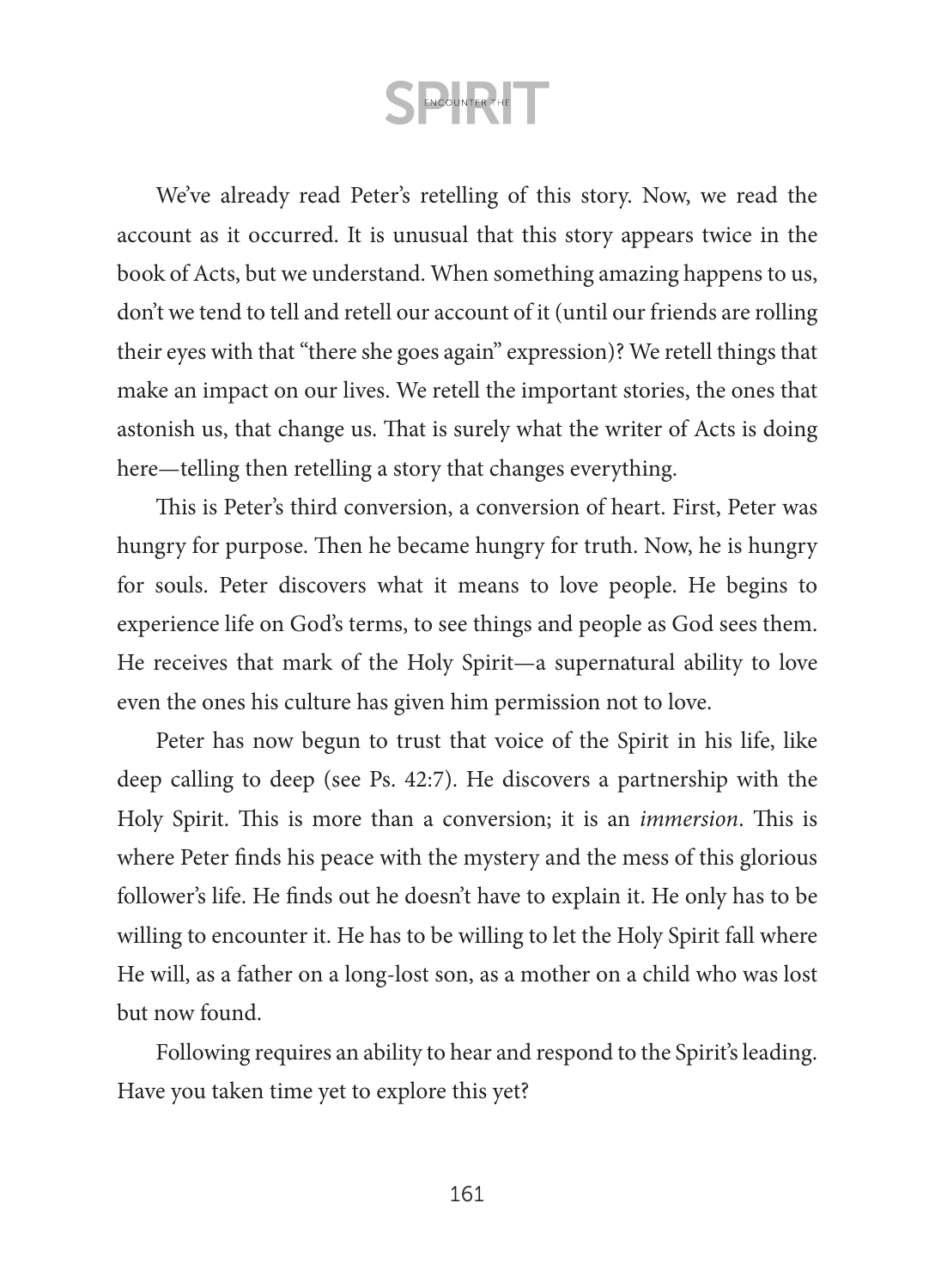We've already read Peter's retelling of this story. Now, we read the account as it occurred. It is unusual that this story appears twice in the book of Acts, but we understand. When something amazing happens to us, don't we tend to tell and retell our account of it (until our friends are rolling their eyes with that "there she goes again" expression)? We retell things that make an impact on our lives. We retell the important stories, the ones that astonish us, that change us. That is surely what the writer of Acts is doing here—telling then retelling a story that changes everything.

This is Peter's third conversion, a conversion of heart. First, Peter was hungry for purpose. Then he became hungry for truth. Now, he is hungry for souls. Peter discovers what it means to love people. He begins to experience life on God's terms, to see things and people as God sees them. He receives that mark of the Holy Spirit—a supernatural ability to love even the ones his culture has given him permission not to love.

Peter has now begun to trust that voice of the Spirit in his life, like deep calling to deep (see Ps. 42:7). He discovers a partnership with the Holy Spirit. This is more than a conversion; it is an *immersion*. This is where Peter finds his peace with the mystery and the mess of this glorious follower's life. He finds out he doesn't have to explain it. He only has to be willing to encounter it. He has to be willing to let the Holy Spirit fall where He will, as a father on a long-lost son, as a mother on a child who was lost but now found.

Following requires an ability to hear and respond to the Spirit's leading. Have you taken time yet to explore this yet?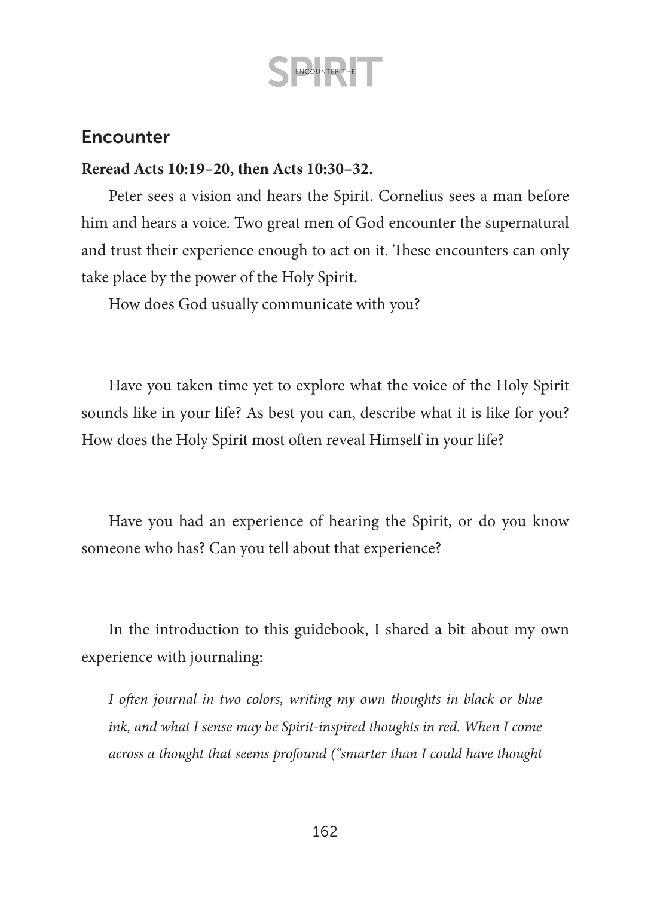## Encounter

**Reread Acts 10:19–20, then Acts 10:30–32.**

Peter sees a vision and hears the Spirit. Cornelius sees a man before him and hears a voice. Two great men of God encounter the supernatural and trust their experience enough to act on it. These encounters can only take place by the power of the Holy Spirit.

How does God usually communicate with you?

Have you taken time yet to explore what the voice of the Holy Spirit sounds like in your life? As best you can, describe what it is like for you? How does the Holy Spirit most often reveal Himself in your life?

Have you had an experience of hearing the Spirit, or do you know someone who has? Can you tell about that experience?

In the introduction to this guidebook, I shared a bit about my own experience with journaling:

> *I often journal in two colors, writing my own thoughts in black or blue ink, and what I sense may be Spirit-inspired thoughts in red. When I come across a thought that seems profound ("smarter than I could have thought*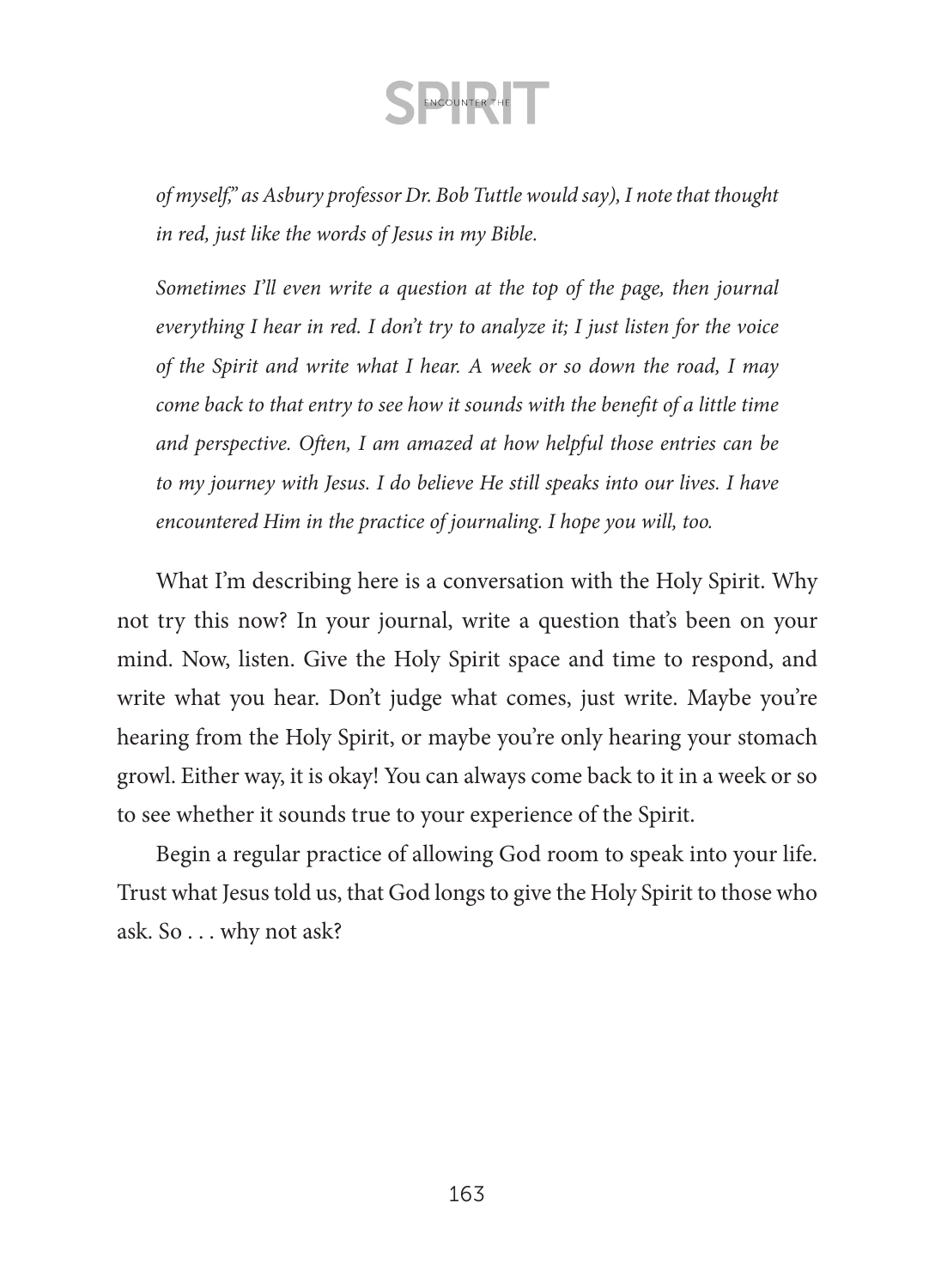*of myself," as Asbury professor Dr. Bob Tuttle would say), I note that thought in red, just like the words of Jesus in my Bible.*

*Sometimes I'll even write a question at the top of the page, then journal everything I hear in red. I don't try to analyze it; I just listen for the voice of the Spirit and write what I hear. A week or so down the road, I may come back to that entry to see how it sounds with the benefit of a little time and perspective. Often, I am amazed at how helpful those entries can be to my journey with Jesus. I do believe He still speaks into our lives. I have encountered Him in the practice of journaling. I hope you will, too.*

What I'm describing here is a conversation with the Holy Spirit. Why not try this now? In your journal, write a question that's been on your mind. Now, listen. Give the Holy Spirit space and time to respond, and write what you hear. Don't judge what comes, just write. Maybe you're hearing from the Holy Spirit, or maybe you're only hearing your stomach growl. Either way, it is okay! You can always come back to it in a week or so to see whether it sounds true to your experience of the Spirit.

Begin a regular practice of allowing God room to speak into your life. Trust what Jesus told us, that God longs to give the Holy Spirit to those who ask. So . . . why not ask?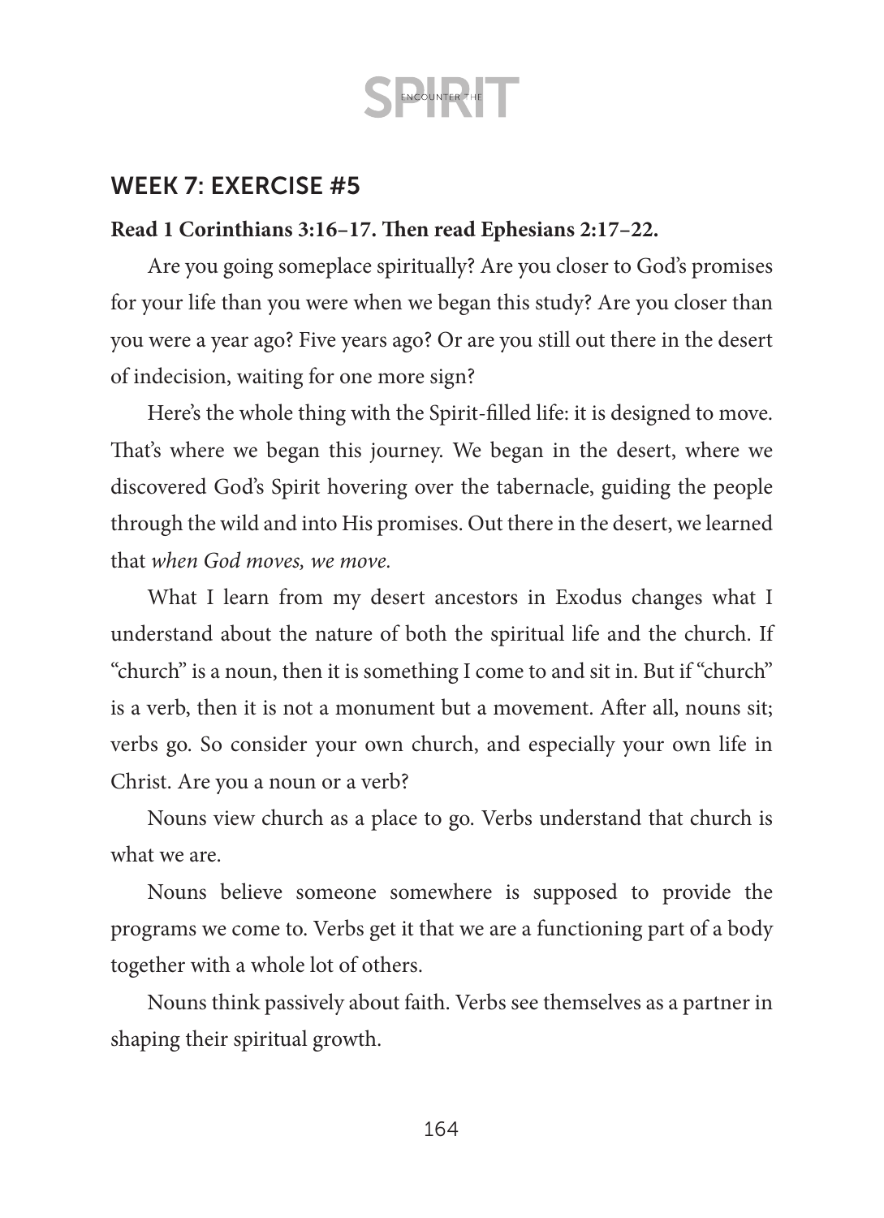## WEEK 7: EXERCISE #5

**Read 1 Corinthians 3:16–17. Then read Ephesians 2:17–22.**

Are you going someplace spiritually? Are you closer to God's promises for your life than you were when we began this study? Are you closer than you were a year ago? Five years ago? Or are you still out there in the desert of indecision, waiting for one more sign?

Here's the whole thing with the Spirit-filled life: it is designed to move. That's where we began this journey. We began in the desert, where we discovered God's Spirit hovering over the tabernacle, guiding the people through the wild and into His promises. Out there in the desert, we learned that *when God moves, we move.*

What I learn from my desert ancestors in Exodus changes what I understand about the nature of both the spiritual life and the church. If "church" is a noun, then it is something I come to and sit in. But if "church" is a verb, then it is not a monument but a movement. After all, nouns sit; verbs go. So consider your own church, and especially your own life in Christ. Are you a noun or a verb?

Nouns view church as a place to go. Verbs understand that church is what we are.

Nouns believe someone somewhere is supposed to provide the programs we come to. Verbs get it that we are a functioning part of a body together with a whole lot of others.

Nouns think passively about faith. Verbs see themselves as a partner in shaping their spiritual growth.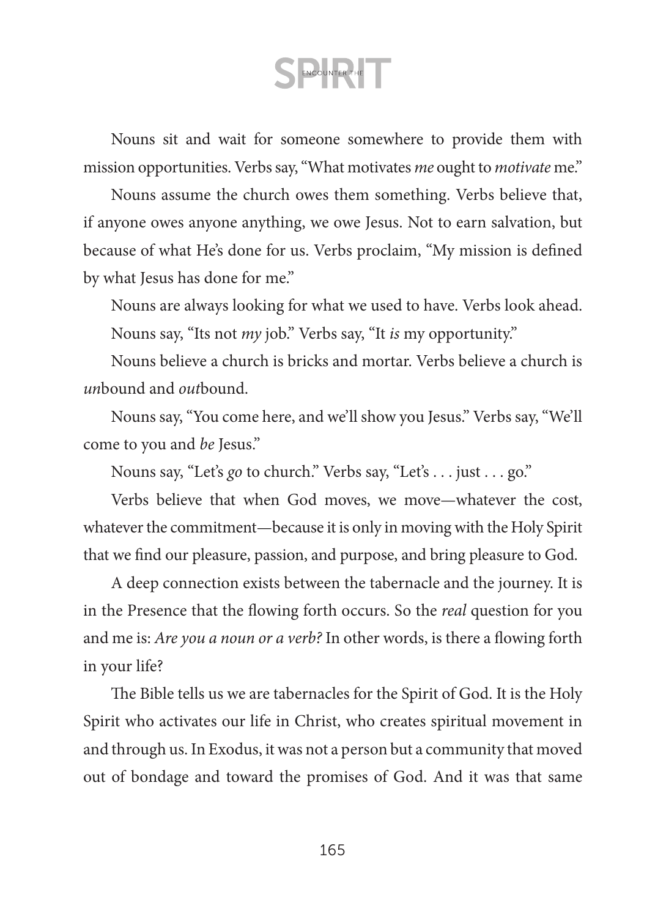Nouns sit and wait for someone somewhere to provide them with mission opportunities. Verbs say, "What motivates *me* ought to *motivate* me."

Nouns assume the church owes them something. Verbs believe that, if anyone owes anyone anything, we owe Jesus. Not to earn salvation, but because of what He's done for us. Verbs proclaim, "My mission is defined by what Jesus has done for me."

Nouns are always looking for what we used to have. Verbs look ahead.

Nouns say, "Its not *my* job." Verbs say, "It *is* my opportunity."

Nouns believe a church is bricks and mortar. Verbs believe a church is *un*bound and *out*bound.

Nouns say, "You come here, and we'll show you Jesus." Verbs say, "We'll come to you and *be* Jesus."

Nouns say, "Let's *go* to church." Verbs say, "Let's . . . just . . . go."

Verbs believe that when God moves, we move—whatever the cost, whatever the commitment—because it is only in moving with the Holy Spirit that we find our pleasure, passion, and purpose, and bring pleasure to God.

A deep connection exists between the tabernacle and the journey. It is in the Presence that the flowing forth occurs. So the *real* question for you and me is: *Are you a noun or a verb?* In other words, is there a flowing forth in your life?

The Bible tells us we are tabernacles for the Spirit of God. It is the Holy Spirit who activates our life in Christ, who creates spiritual movement in and through us. In Exodus, it was not a person but a community that moved out of bondage and toward the promises of God. And it was that same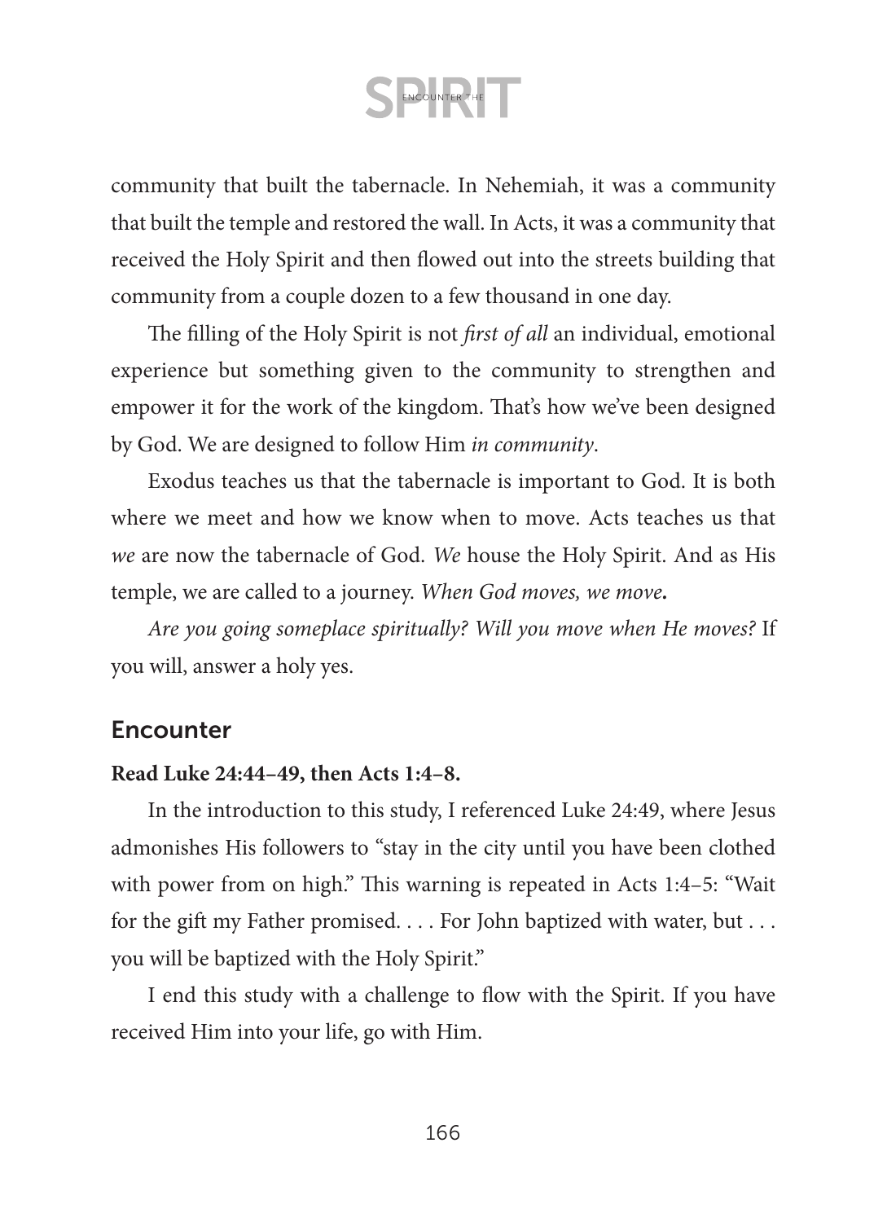community that built the tabernacle. In Nehemiah, it was a community that built the temple and restored the wall. In Acts, it was a community that received the Holy Spirit and then flowed out into the streets building that community from a couple dozen to a few thousand in one day.

The filling of the Holy Spirit is not *first of all* an individual, emotional experience but something given to the community to strengthen and empower it for the work of the kingdom. That's how we've been designed by God. We are designed to follow Him *in community*.

Exodus teaches us that the tabernacle is important to God. It is both where we meet and how we know when to move. Acts teaches us that *we* are now the tabernacle of God. *We* house the Holy Spirit. And as His temple, we are called to a journey. *When God moves, we move.*

*Are you going someplace spiritually? Will you move when He moves?* If you will, answer a holy yes.

## Encounter

**Read Luke 24:44–49, then Acts 1:4–8.**

In the introduction to this study, I referenced Luke 24:49, where Jesus admonishes His followers to "stay in the city until you have been clothed with power from on high." This warning is repeated in Acts 1:4–5: "Wait for the gift my Father promised. . . . For John baptized with water, but . . . you will be baptized with the Holy Spirit."

I end this study with a challenge to flow with the Spirit. If you have received Him into your life, go with Him.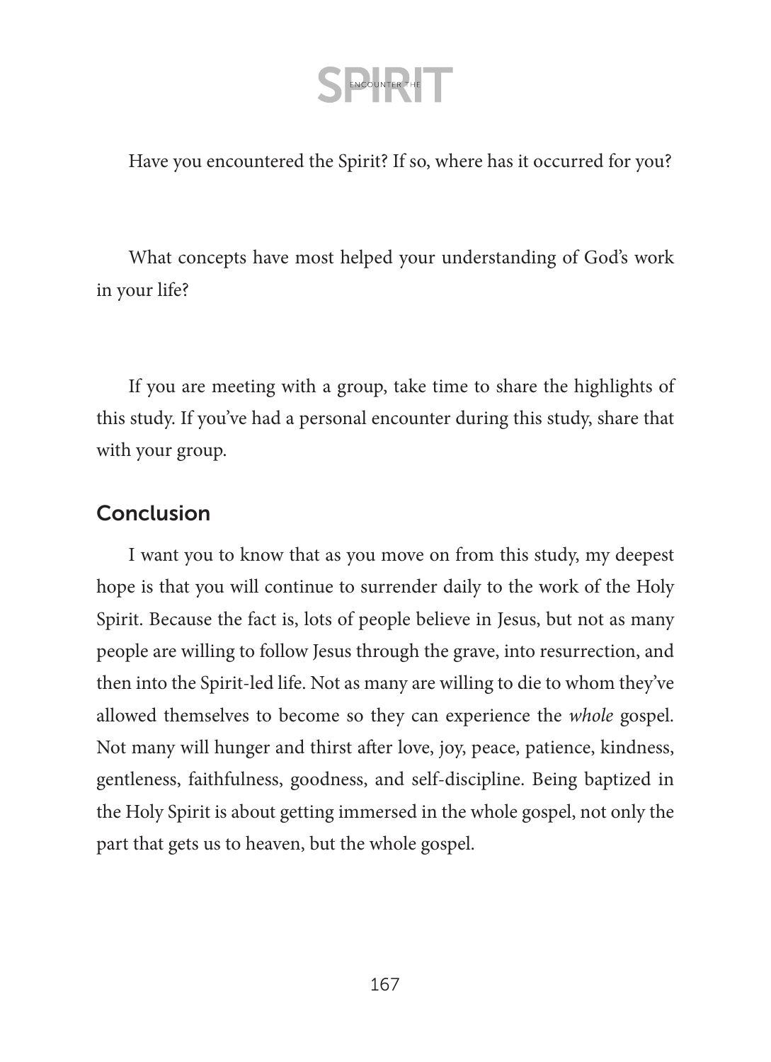Have you encountered the Spirit? If so, where has it occurred for you?

What concepts have most helped your understanding of God's work in your life?

If you are meeting with a group, take time to share the highlights of this study. If you've had a personal encounter during this study, share that with your group.

## Conclusion

I want you to know that as you move on from this study, my deepest hope is that you will continue to surrender daily to the work of the Holy Spirit. Because the fact is, lots of people believe in Jesus, but not as many people are willing to follow Jesus through the grave, into resurrection, and then into the Spirit-led life. Not as many are willing to die to whom they've allowed themselves to become so they can experience the *whole* gospel. Not many will hunger and thirst after love, joy, peace, patience, kindness, gentleness, faithfulness, goodness, and self-discipline. Being baptized in the Holy Spirit is about getting immersed in the whole gospel, not only the part that gets us to heaven, but the whole gospel.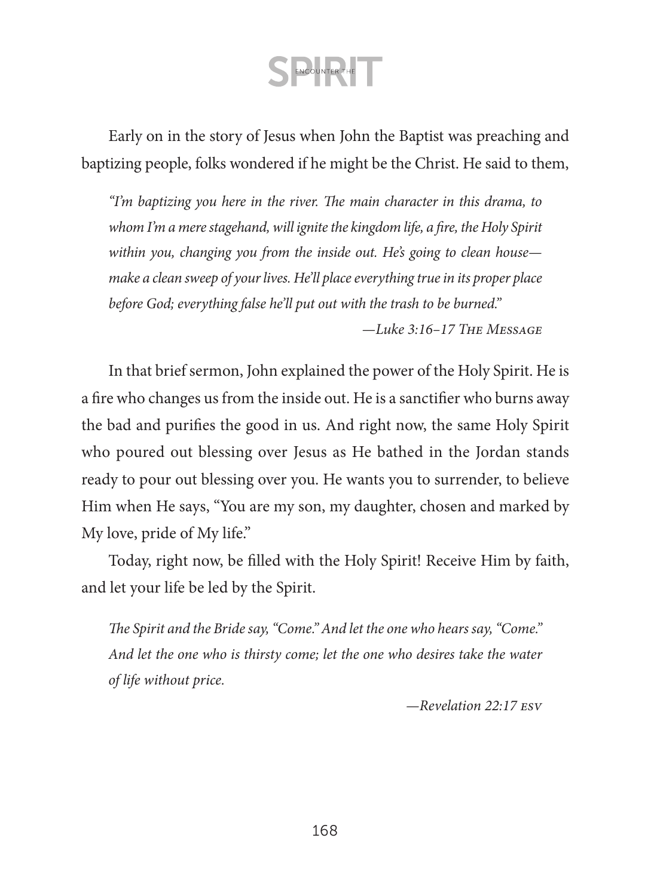Early on in the story of Jesus when John the Baptist was preaching and baptizing people, folks wondered if he might be the Christ. He said to them,

> *"I'm baptizing you here in the river. The main character in this drama, to whom I'm a mere stagehand, will ignite the kingdom life, a fire, the Holy Spirit within you, changing you from the inside out. He's going to clean house—make a clean sweep of your lives. He'll place everything true in its proper place before God; everything false he'll put out with the trash to be burned."*
>
> —*Luke 3:16–17* The Message

In that brief sermon, John explained the power of the Holy Spirit. He is a fire who changes us from the inside out. He is a sanctifier who burns away the bad and purifies the good in us. And right now, the same Holy Spirit who poured out blessing over Jesus as He bathed in the Jordan stands ready to pour out blessing over you. He wants you to surrender, to believe Him when He says, "You are my son, my daughter, chosen and marked by My love, pride of My life."

Today, right now, be filled with the Holy Spirit! Receive Him by faith, and let your life be led by the Spirit.

> *The Spirit and the Bride say, "Come." And let the one who hears say, "Come." And let the one who is thirsty come; let the one who desires take the water of life without price.*
>
> —*Revelation 22:17* esv